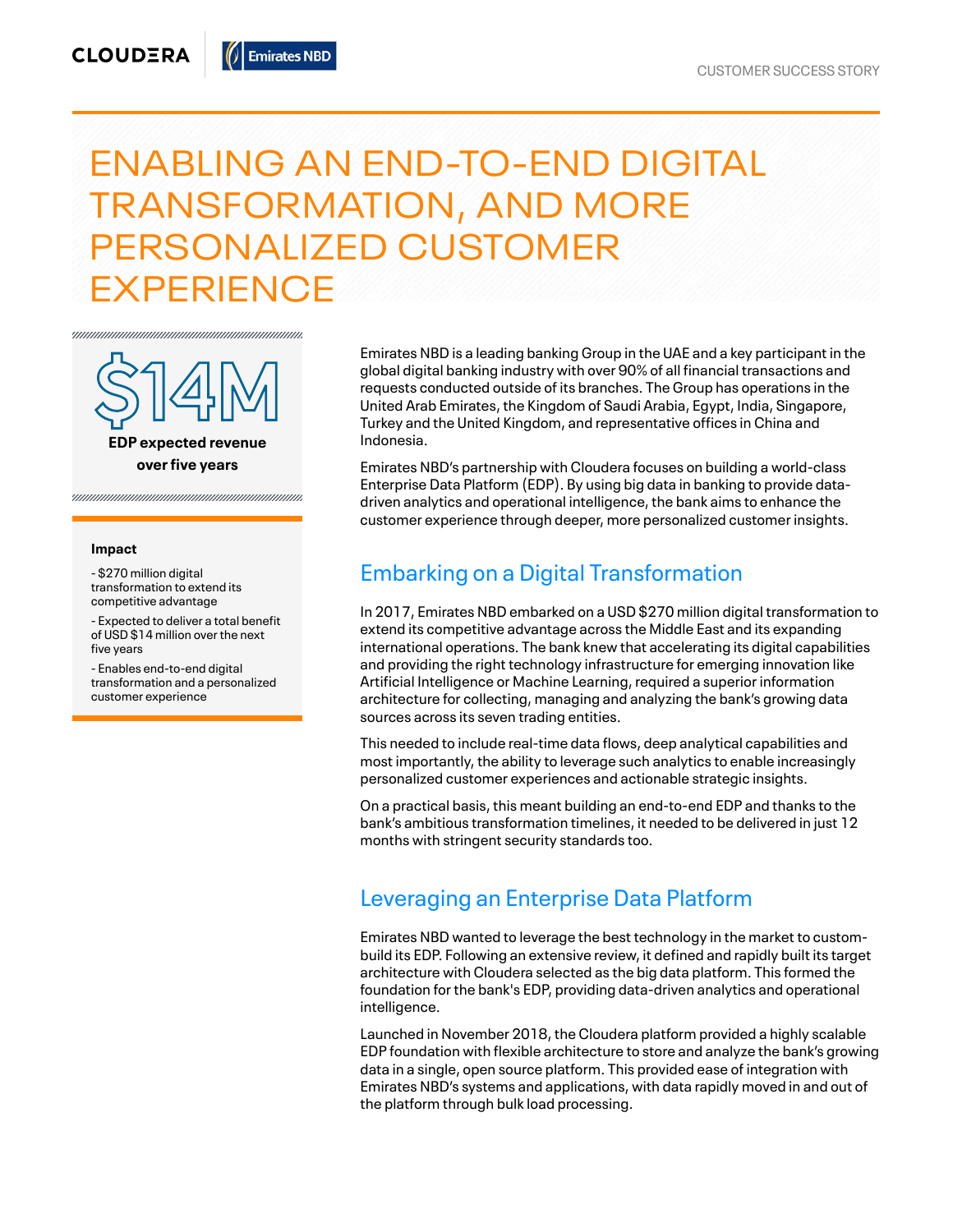CUSTOMER SUCCESS STORY

# ENABLING AN END-TO-END DIGITAL TRANSFORMATION, AND MORE PERSONALIZED CUSTOMER EXPERIENCE

**$14M**

**EDP expected revenue over five years**

**Impact**

- $270 million digital transformation to extend its competitive advantage
- Expected to deliver a total benefit of USD $14 million over the next five years
- Enables end-to-end digital transformation and a personalized customer experience

Emirates NBD is a leading banking Group in the UAE and a key participant in the global digital banking industry with over 90% of all financial transactions and requests conducted outside of its branches. The Group has operations in the United Arab Emirates, the Kingdom of Saudi Arabia, Egypt, India, Singapore, Turkey and the United Kingdom, and representative offices in China and Indonesia.

Emirates NBD's partnership with Cloudera focuses on building a world-class Enterprise Data Platform (EDP). By using big data in banking to provide data-driven analytics and operational intelligence, the bank aims to enhance the customer experience through deeper, more personalized customer insights.

## Embarking on a Digital Transformation

In 2017, Emirates NBD embarked on a USD $270 million digital transformation to extend its competitive advantage across the Middle East and its expanding international operations. The bank knew that accelerating its digital capabilities and providing the right technology infrastructure for emerging innovation like Artificial Intelligence or Machine Learning, required a superior information architecture for collecting, managing and analyzing the bank's growing data sources across its seven trading entities.

This needed to include real-time data flows, deep analytical capabilities and most importantly, the ability to leverage such analytics to enable increasingly personalized customer experiences and actionable strategic insights.

On a practical basis, this meant building an end-to-end EDP and thanks to the bank's ambitious transformation timelines, it needed to be delivered in just 12 months with stringent security standards too.

## Leveraging an Enterprise Data Platform

Emirates NBD wanted to leverage the best technology in the market to custom-build its EDP. Following an extensive review, it defined and rapidly built its target architecture with Cloudera selected as the big data platform. This formed the foundation for the bank's EDP, providing data-driven analytics and operational intelligence.

Launched in November 2018, the Cloudera platform provided a highly scalable EDP foundation with flexible architecture to store and analyze the bank's growing data in a single, open source platform. This provided ease of integration with Emirates NBD's systems and applications, with data rapidly moved in and out of the platform through bulk load processing.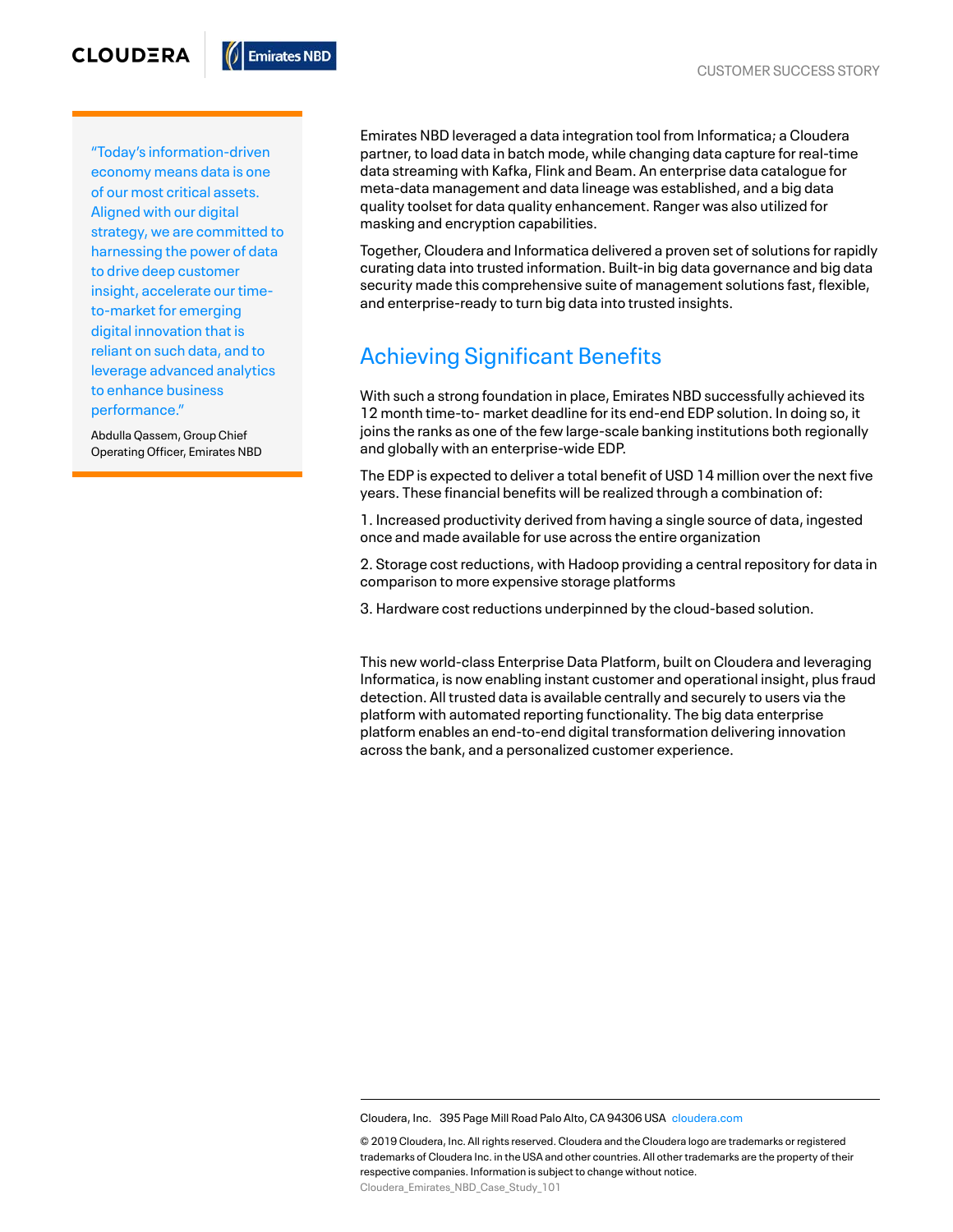> "Today's information-driven economy means data is one of our most critical assets. Aligned with our digital strategy, we are committed to harnessing the power of data to drive deep customer insight, accelerate our time-to-market for emerging digital innovation that is reliant on such data, and to leverage advanced analytics to enhance business performance."
>
> Abdulla Qassem, Group Chief Operating Officer, Emirates NBD

Emirates NBD leveraged a data integration tool from Informatica; a Cloudera partner, to load data in batch mode, while changing data capture for real-time data streaming with Kafka, Flink and Beam. An enterprise data catalogue for meta-data management and data lineage was established, and a big data quality toolset for data quality enhancement. Ranger was also utilized for masking and encryption capabilities.

Together, Cloudera and Informatica delivered a proven set of solutions for rapidly curating data into trusted information. Built-in big data governance and big data security made this comprehensive suite of management solutions fast, flexible, and enterprise-ready to turn big data into trusted insights.

## Achieving Significant Benefits

With such a strong foundation in place, Emirates NBD successfully achieved its 12 month time-to- market deadline for its end-end EDP solution. In doing so, it joins the ranks as one of the few large-scale banking institutions both regionally and globally with an enterprise-wide EDP.

The EDP is expected to deliver a total benefit of USD 14 million over the next five years. These financial benefits will be realized through a combination of:

1. Increased productivity derived from having a single source of data, ingested once and made available for use across the entire organization

2. Storage cost reductions, with Hadoop providing a central repository for data in comparison to more expensive storage platforms

3. Hardware cost reductions underpinned by the cloud-based solution.

This new world-class Enterprise Data Platform, built on Cloudera and leveraging Informatica, is now enabling instant customer and operational insight, plus fraud detection. All trusted data is available centrally and securely to users via the platform with automated reporting functionality. The big data enterprise platform enables an end-to-end digital transformation delivering innovation across the bank, and a personalized customer experience.

Cloudera, Inc. 395 Page Mill Road Palo Alto, CA 94306 USA cloudera.com

© 2019 Cloudera, Inc. All rights reserved. Cloudera and the Cloudera logo are trademarks or registered trademarks of Cloudera Inc. in the USA and other countries. All other trademarks are the property of their respective companies. Information is subject to change without notice.

Cloudera_Emirates_NBD_Case_Study_101